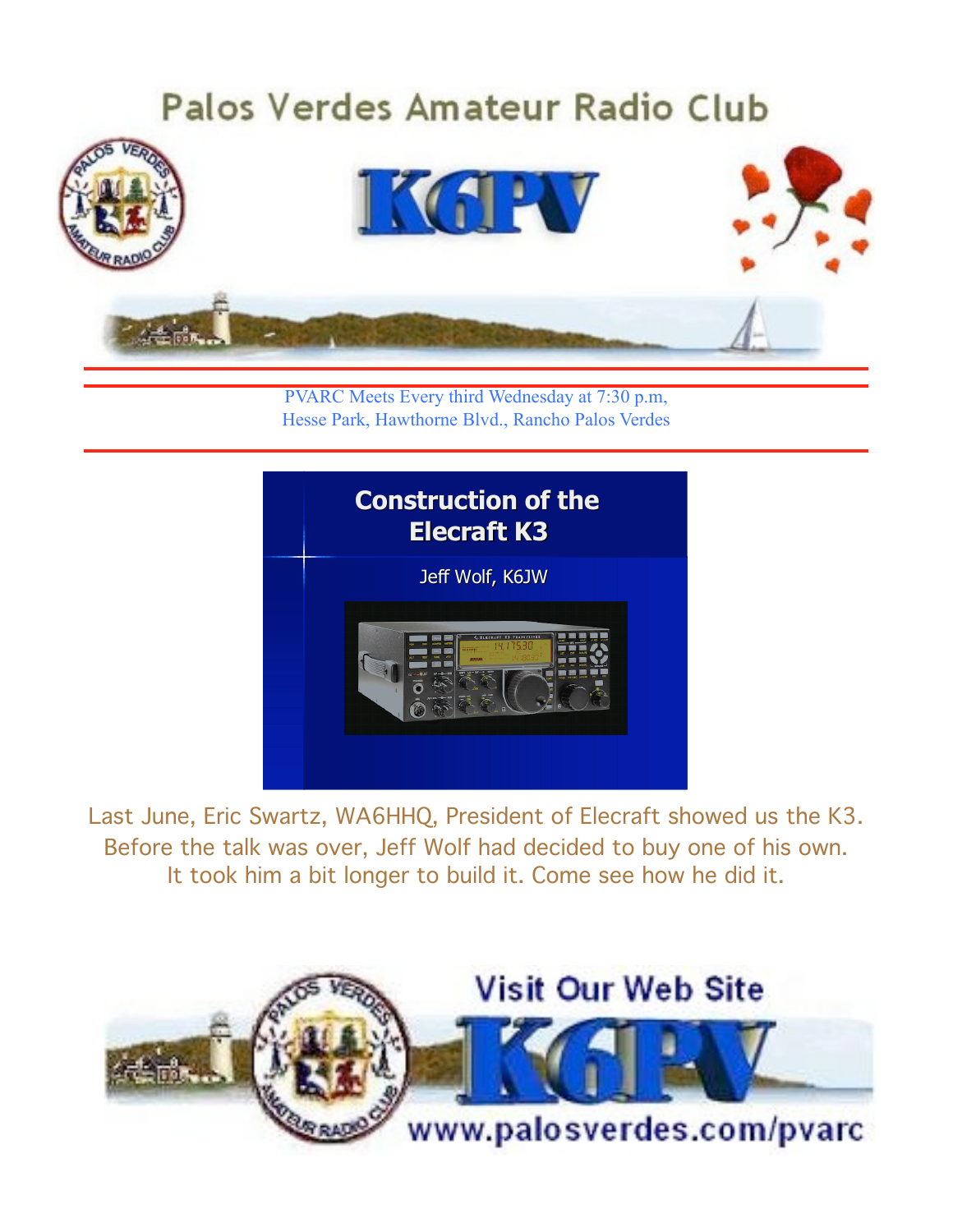# Palos Verdes Amateur Radio Club

# K6PV

PVARC Meets Every third Wednesday at 7:30 p.m,
Hesse Park, Hawthorne Blvd., Rancho Palos Verdes

## Construction of the Elecraft K3

Jeff Wolf, K6JW

Last June, Eric Swartz, WA6HHQ, President of Elecraft showed us the K3. Before the talk was over, Jeff Wolf had decided to buy one of his own. It took him a bit longer to build it. Come see how he did it.

Visit Our Web Site

K6PV

www.palosverdes.com/pvarc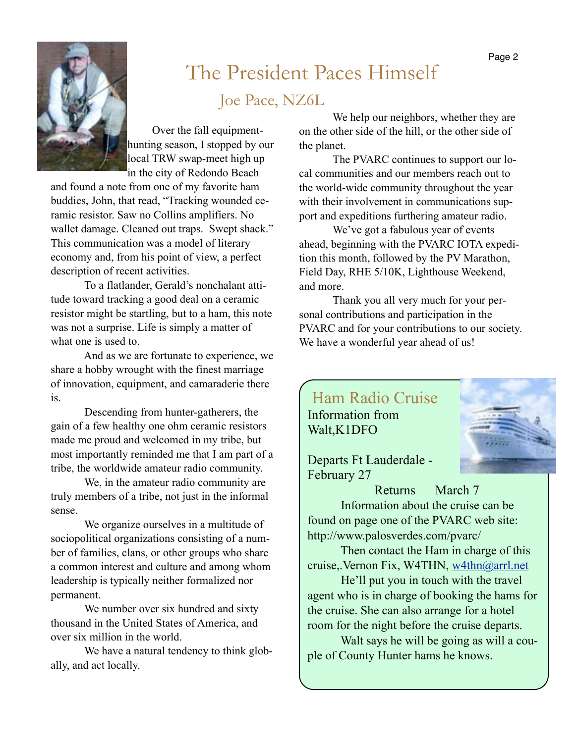# The President Paces Himself

## Joe Pace, NZ6L

Over the fall equipment-hunting season, I stopped by our local TRW swap-meet high up in the city of Redondo Beach and found a note from one of my favorite ham buddies, John, that read, "Tracking wounded ceramic resistor. Saw no Collins amplifiers. No wallet damage. Cleaned out traps. Swept shack." This communication was a model of literary economy and, from his point of view, a perfect description of recent activities.

To a flatlander, Gerald's nonchalant attitude toward tracking a good deal on a ceramic resistor might be startling, but to a ham, this note was not a surprise. Life is simply a matter of what one is used to.

And as we are fortunate to experience, we share a hobby wrought with the finest marriage of innovation, equipment, and camaraderie there is.

Descending from hunter-gatherers, the gain of a few healthy one ohm ceramic resistors made me proud and welcomed in my tribe, but most importantly reminded me that I am part of a tribe, the worldwide amateur radio community.

We, in the amateur radio community are truly members of a tribe, not just in the informal sense.

We organize ourselves in a multitude of sociopolitical organizations consisting of a number of families, clans, or other groups who share a common interest and culture and among whom leadership is typically neither formalized nor permanent.

We number over six hundred and sixty thousand in the United States of America, and over six million in the world.

We have a natural tendency to think globally, and act locally.

We help our neighbors, whether they are on the other side of the hill, or the other side of the planet.

The PVARC continues to support our local communities and our members reach out to the world-wide community throughout the year with their involvement in communications support and expeditions furthering amateur radio.

We've got a fabulous year of events ahead, beginning with the PVARC IOTA expedition this month, followed by the PV Marathon, Field Day, RHE 5/10K, Lighthouse Weekend, and more.

Thank you all very much for your personal contributions and participation in the PVARC and for your contributions to our society. We have a wonderful year ahead of us!

## Ham Radio Cruise

Information from Walt,K1DFO

Departs Ft Lauderdale - February 27

Returns March 7

Information about the cruise can be found on page one of the PVARC web site: http://www.palosverdes.com/pvarc/

Then contact the Ham in charge of this cruise,.Vernon Fix, W4THN, w4thn@arrl.net

He'll put you in touch with the travel agent who is in charge of booking the hams for the cruise. She can also arrange for a hotel room for the night before the cruise departs.

Walt says he will be going as will a couple of County Hunter hams he knows.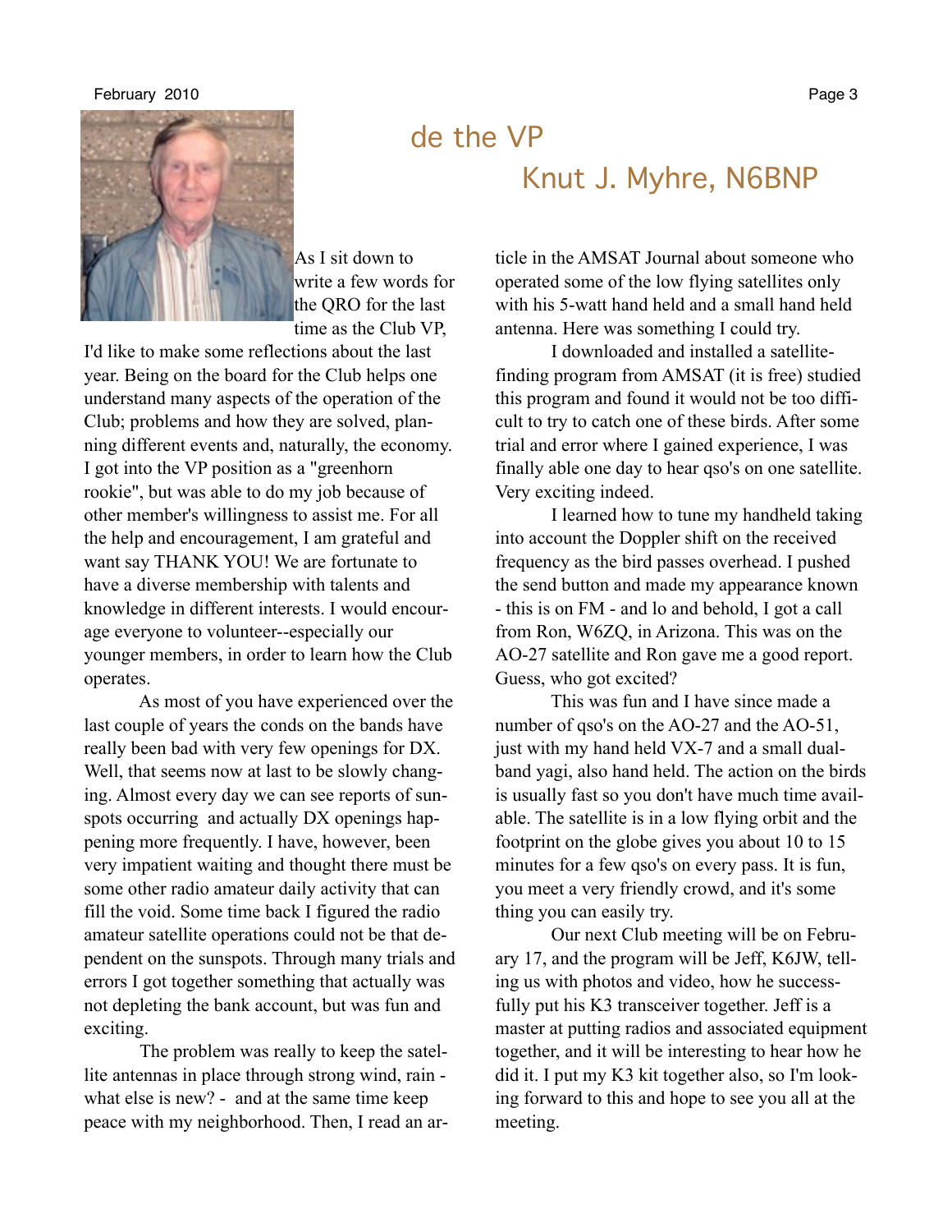# de the VP

## Knut J. Myhre, N6BNP

As I sit down to write a few words for the QRO for the last time as the Club VP, I'd like to make some reflections about the last year. Being on the board for the Club helps one understand many aspects of the operation of the Club; problems and how they are solved, planning different events and, naturally, the economy. I got into the VP position as a "greenhorn rookie", but was able to do my job because of other member's willingness to assist me. For all the help and encouragement, I am grateful and want say THANK YOU! We are fortunate to have a diverse membership with talents and knowledge in different interests. I would encourage everyone to volunteer--especially our younger members, in order to learn how the Club operates.

As most of you have experienced over the last couple of years the conds on the bands have really been bad with very few openings for DX. Well, that seems now at last to be slowly changing. Almost every day we can see reports of sunspots occurring and actually DX openings happening more frequently. I have, however, been very impatient waiting and thought there must be some other radio amateur daily activity that can fill the void. Some time back I figured the radio amateur satellite operations could not be that dependent on the sunspots. Through many trials and errors I got together something that actually was not depleting the bank account, but was fun and exciting.

The problem was really to keep the satellite antennas in place through strong wind, rain - what else is new? - and at the same time keep peace with my neighborhood. Then, I read an article in the AMSAT Journal about someone who operated some of the low flying satellites only with his 5-watt hand held and a small hand held antenna. Here was something I could try.

I downloaded and installed a satellite-finding program from AMSAT (it is free) studied this program and found it would not be too difficult to try to catch one of these birds. After some trial and error where I gained experience, I was finally able one day to hear qso's on one satellite. Very exciting indeed.

I learned how to tune my handheld taking into account the Doppler shift on the received frequency as the bird passes overhead. I pushed the send button and made my appearance known - this is on FM - and lo and behold, I got a call from Ron, W6ZQ, in Arizona. This was on the AO-27 satellite and Ron gave me a good report. Guess, who got excited?

This was fun and I have since made a number of qso's on the AO-27 and the AO-51, just with my hand held VX-7 and a small dual-band yagi, also hand held. The action on the birds is usually fast so you don't have much time available. The satellite is in a low flying orbit and the footprint on the globe gives you about 10 to 15 minutes for a few qso's on every pass. It is fun, you meet a very friendly crowd, and it's some thing you can easily try.

Our next Club meeting will be on February 17, and the program will be Jeff, K6JW, telling us with photos and video, how he successfully put his K3 transceiver together. Jeff is a master at putting radios and associated equipment together, and it will be interesting to hear how he did it. I put my K3 kit together also, so I'm looking forward to this and hope to see you all at the meeting.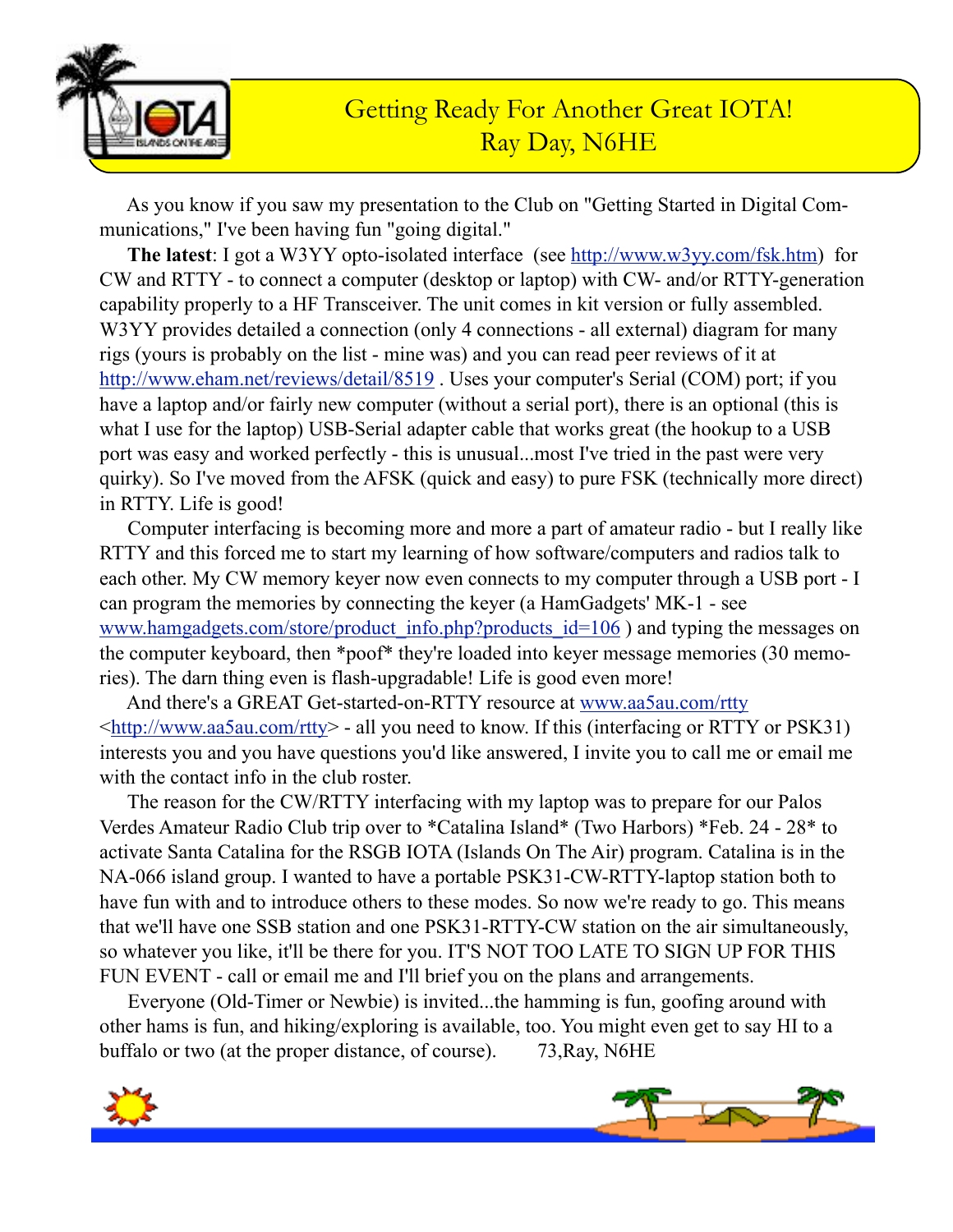# Getting Ready For Another Great IOTA!
## Ray Day, N6HE

As you know if you saw my presentation to the Club on "Getting Started in Digital Communications," I've been having fun "going digital."

**The latest**: I got a W3YY opto-isolated interface (see http://www.w3yy.com/fsk.htm) for CW and RTTY - to connect a computer (desktop or laptop) with CW- and/or RTTY-generation capability properly to a HF Transceiver. The unit comes in kit version or fully assembled. W3YY provides detailed a connection (only 4 connections - all external) diagram for many rigs (yours is probably on the list - mine was) and you can read peer reviews of it at http://www.eham.net/reviews/detail/8519 . Uses your computer's Serial (COM) port; if you have a laptop and/or fairly new computer (without a serial port), there is an optional (this is what I use for the laptop) USB-Serial adapter cable that works great (the hookup to a USB port was easy and worked perfectly - this is unusual...most I've tried in the past were very quirky). So I've moved from the AFSK (quick and easy) to pure FSK (technically more direct) in RTTY. Life is good!

Computer interfacing is becoming more and more a part of amateur radio - but I really like RTTY and this forced me to start my learning of how software/computers and radios talk to each other. My CW memory keyer now even connects to my computer through a USB port - I can program the memories by connecting the keyer (a HamGadgets' MK-1 - see www.hamgadgets.com/store/product_info.php?products_id=106 ) and typing the messages on the computer keyboard, then *poof* they're loaded into keyer message memories (30 memories). The darn thing even is flash-upgradable! Life is good even more!

And there's a GREAT Get-started-on-RTTY resource at www.aa5au.com/rtty <http://www.aa5au.com/rtty> - all you need to know. If this (interfacing or RTTY or PSK31) interests you and you have questions you'd like answered, I invite you to call me or email me with the contact info in the club roster.

The reason for the CW/RTTY interfacing with my laptop was to prepare for our Palos Verdes Amateur Radio Club trip over to *Catalina Island* (Two Harbors) *Feb. 24 - 28* to activate Santa Catalina for the RSGB IOTA (Islands On The Air) program. Catalina is in the NA-066 island group. I wanted to have a portable PSK31-CW-RTTY-laptop station both to have fun with and to introduce others to these modes. So now we're ready to go. This means that we'll have one SSB station and one PSK31-RTTY-CW station on the air simultaneously, so whatever you like, it'll be there for you. IT'S NOT TOO LATE TO SIGN UP FOR THIS FUN EVENT - call or email me and I'll brief you on the plans and arrangements.

Everyone (Old-Timer or Newbie) is invited...the hamming is fun, goofing around with other hams is fun, and hiking/exploring is available, too. You might even get to say HI to a buffalo or two (at the proper distance, of course).     73,Ray, N6HE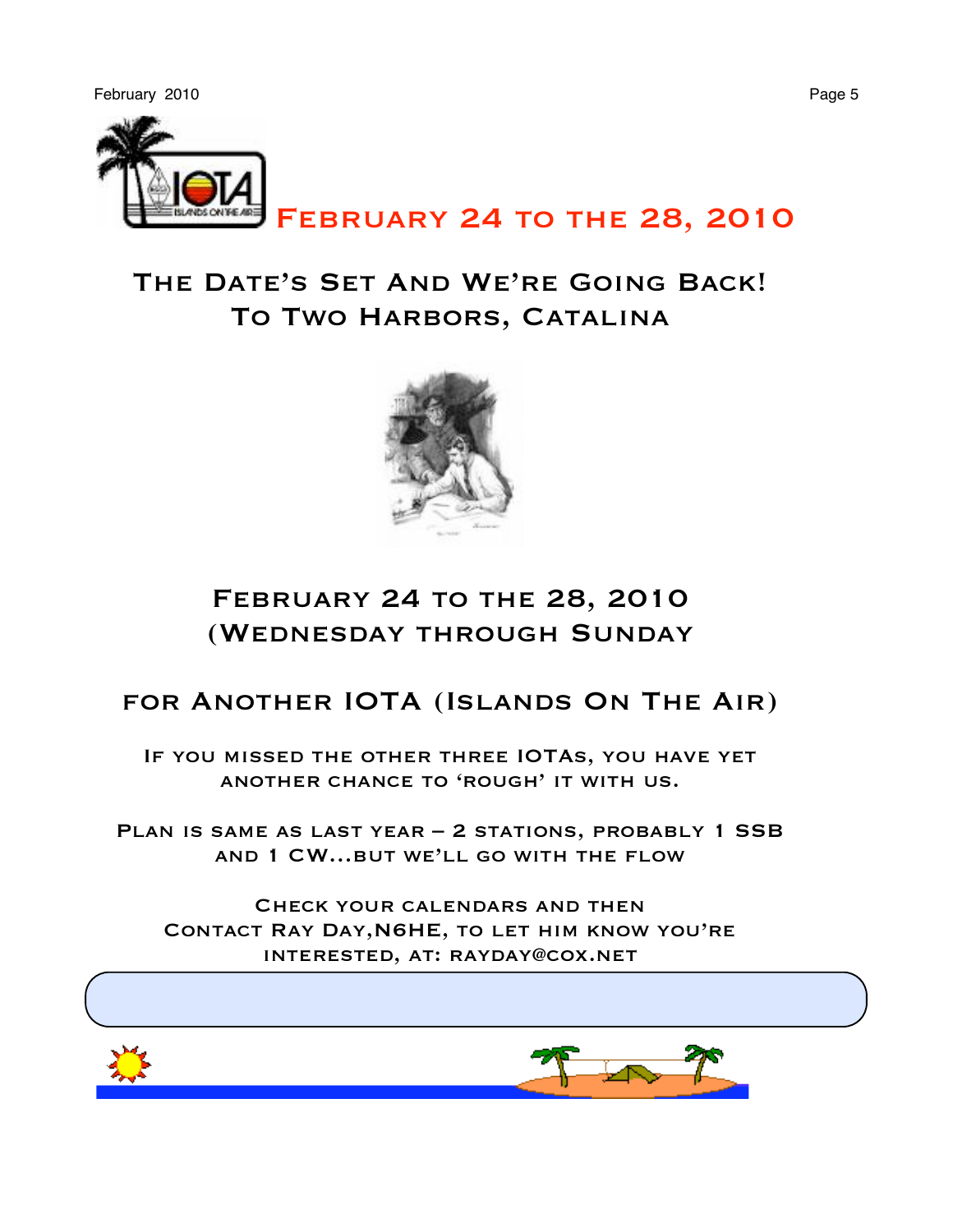# February 24 to the 28, 2010

## The Date's Set And We're Going Back!
## To Two Harbors, Catalina

## February 24 to the 28, 2010
## (Wednesday through Sunday

## for Another IOTA (Islands On The Air)

If you missed the other three IOTAs, you have yet another chance to 'rough' it with us.

Plan is same as last year – 2 stations, probably 1 SSB and 1 CW...but we'll go with the flow

Check your calendars and then Contact Ray Day,N6HE, to let him know you're interested, at: rayday@cox.net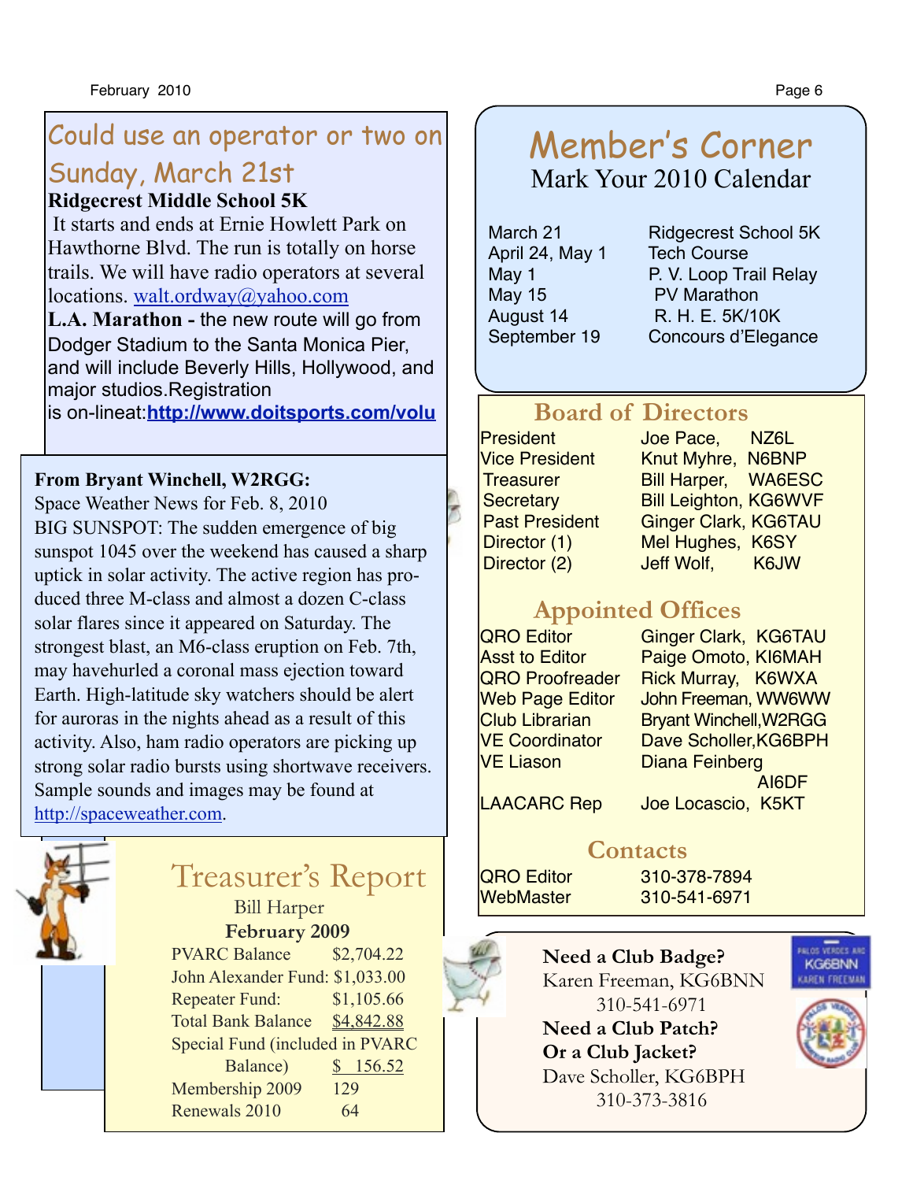## Could use an operator or two on Sunday, March 21st

**Ridgecrest Middle School 5K**

It starts and ends at Ernie Howlett Park on Hawthorne Blvd. The run is totally on horse trails. We will have radio operators at several locations. walt.ordway@yahoo.com

**L.A. Marathon -** the new route will go from Dodger Stadium to the Santa Monica Pier, and will include Beverly Hills, Hollywood, and major studios.Registration is on-lineat:**http://www.doitsports.com/volu**

**From Bryant Winchell, W2RGG:**

Space Weather News for Feb. 8, 2010

BIG SUNSPOT: The sudden emergence of big sunspot 1045 over the weekend has caused a sharp uptick in solar activity. The active region has produced three M-class and almost a dozen C-class solar flares since it appeared on Saturday. The strongest blast, an M6-class eruption on Feb. 7th, may havehurled a coronal mass ejection toward Earth. High-latitude sky watchers should be alert for auroras in the nights ahead as a result of this activity. Also, ham radio operators are picking up strong solar radio bursts using shortwave receivers. Sample sounds and images may be found at http://spaceweather.com.

## Treasurer's Report

Bill Harper

**February 2009**

| | |
|---|---|
| PVARC Balance | $2,704.22 |
| John Alexander Fund: | $1,033.00 |
| Repeater Fund: | $1,105.66 |
| Total Bank Balance | $4,842.88 |
| Special Fund (included in PVARC Balance) | $ 156.52 |
| Membership 2009 | 129 |
| Renewals 2010 | 64 |

## Member's Corner

### Mark Your 2010 Calendar

| | |
|---|---|
| March 21 | Ridgecrest School 5K |
| April 24, May 1 | Tech Course |
| May 1 | P. V. Loop Trail Relay |
| May 15 | PV Marathon |
| August 14 | R. H. E. 5K/10K |
| September 19 | Concours d'Elegance |

### Board of Directors

| | |
|---|---|
| President | Joe Pace, NZ6L |
| Vice President | Knut Myhre, N6BNP |
| Treasurer | Bill Harper, WA6ESC |
| Secretary | Bill Leighton, KG6WVF |
| Past President | Ginger Clark, KG6TAU |
| Director (1) | Mel Hughes, K6SY |
| Director (2) | Jeff Wolf, K6JW |

### Appointed Offices

| | |
|---|---|
| QRO Editor | Ginger Clark, KG6TAU |
| Asst to Editor | Paige Omoto, KI6MAH |
| QRO Proofreader | Rick Murray, K6WXA |
| Web Page Editor | John Freeman, WW6WW |
| Club Librarian | Bryant Winchell,W2RGG |
| VE Coordinator | Dave Scholler,KG6BPH |
| VE Liason | Diana Feinberg AI6DF |
| LAACARC Rep | Joe Locascio, K5KT |

### Contacts

| | |
|---|---|
| QRO Editor | 310-378-7894 |
| WebMaster | 310-541-6971 |

**Need a Club Badge?**
Karen Freeman, KG6BNN
310-541-6971

**Need a Club Patch?**
**Or a Club Jacket?**
Dave Scholler, KG6BPH
310-373-3816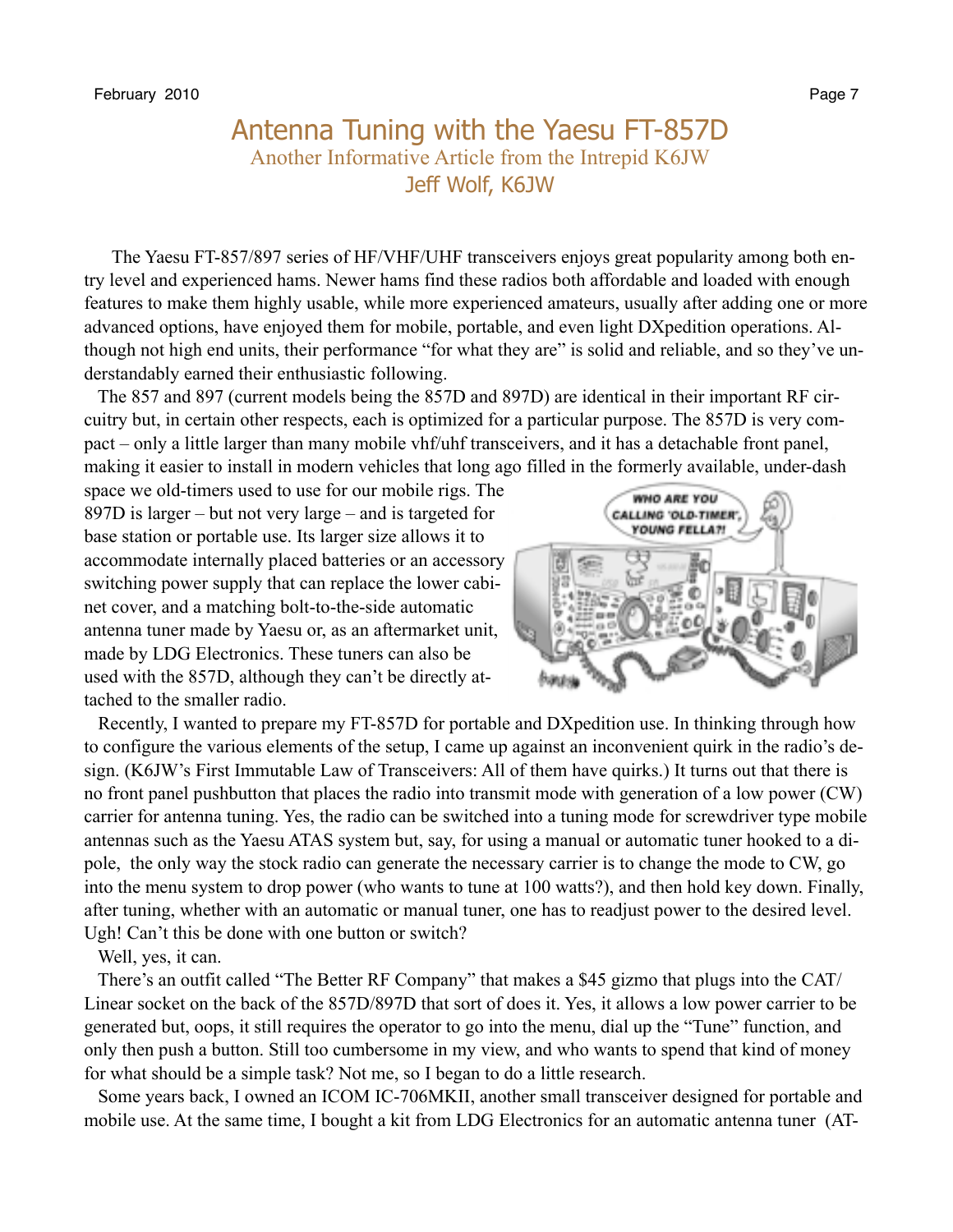# Antenna Tuning with the Yaesu FT-857D

## Another Informative Article from the Intrepid K6JW

### Jeff Wolf, K6JW

The Yaesu FT-857/897 series of HF/VHF/UHF transceivers enjoys great popularity among both entry level and experienced hams. Newer hams find these radios both affordable and loaded with enough features to make them highly usable, while more experienced amateurs, usually after adding one or more advanced options, have enjoyed them for mobile, portable, and even light DXpedition operations. Although not high end units, their performance "for what they are" is solid and reliable, and so they've understandably earned their enthusiastic following.

The 857 and 897 (current models being the 857D and 897D) are identical in their important RF circuitry but, in certain other respects, each is optimized for a particular purpose. The 857D is very compact – only a little larger than many mobile vhf/uhf transceivers, and it has a detachable front panel, making it easier to install in modern vehicles that long ago filled in the formerly available, under-dash space we old-timers used to use for our mobile rigs. The 897D is larger – but not very large – and is targeted for base station or portable use. Its larger size allows it to accommodate internally placed batteries or an accessory switching power supply that can replace the lower cabinet cover, and a matching bolt-to-the-side automatic antenna tuner made by Yaesu or, as an aftermarket unit, made by LDG Electronics. These tuners can also be used with the 857D, although they can't be directly attached to the smaller radio.

Recently, I wanted to prepare my FT-857D for portable and DXpedition use. In thinking through how to configure the various elements of the setup, I came up against an inconvenient quirk in the radio's design. (K6JW's First Immutable Law of Transceivers: All of them have quirks.) It turns out that there is no front panel pushbutton that places the radio into transmit mode with generation of a low power (CW) carrier for antenna tuning. Yes, the radio can be switched into a tuning mode for screwdriver type mobile antennas such as the Yaesu ATAS system but, say, for using a manual or automatic tuner hooked to a dipole, the only way the stock radio can generate the necessary carrier is to change the mode to CW, go into the menu system to drop power (who wants to tune at 100 watts?), and then hold key down. Finally, after tuning, whether with an automatic or manual tuner, one has to readjust power to the desired level. Ugh! Can't this be done with one button or switch?

Well, yes, it can.

There's an outfit called "The Better RF Company" that makes a $45 gizmo that plugs into the CAT/Linear socket on the back of the 857D/897D that sort of does it. Yes, it allows a low power carrier to be generated but, oops, it still requires the operator to go into the menu, dial up the "Tune" function, and only then push a button. Still too cumbersome in my view, and who wants to spend that kind of money for what should be a simple task? Not me, so I began to do a little research.

Some years back, I owned an ICOM IC-706MKII, another small transceiver designed for portable and mobile use. At the same time, I bought a kit from LDG Electronics for an automatic antenna tuner (AT-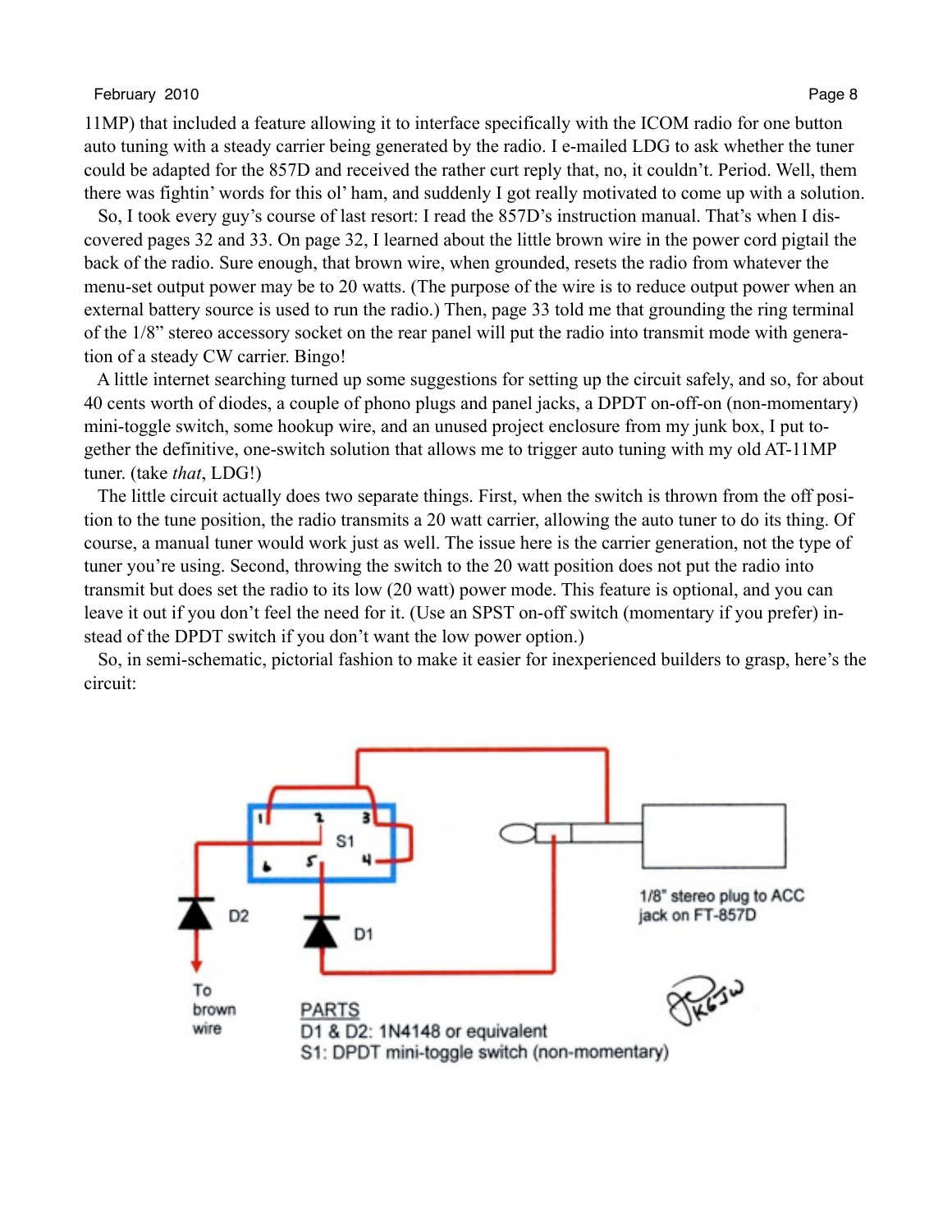11MP) that included a feature allowing it to interface specifically with the ICOM radio for one button auto tuning with a steady carrier being generated by the radio. I e-mailed LDG to ask whether the tuner could be adapted for the 857D and received the rather curt reply that, no, it couldn't. Period. Well, them there was fightin' words for this ol' ham, and suddenly I got really motivated to come up with a solution.

So, I took every guy's course of last resort: I read the 857D's instruction manual. That's when I discovered pages 32 and 33. On page 32, I learned about the little brown wire in the power cord pigtail the back of the radio. Sure enough, that brown wire, when grounded, resets the radio from whatever the menu-set output power may be to 20 watts. (The purpose of the wire is to reduce output power when an external battery source is used to run the radio.) Then, page 33 told me that grounding the ring terminal of the 1/8" stereo accessory socket on the rear panel will put the radio into transmit mode with generation of a steady CW carrier. Bingo!

A little internet searching turned up some suggestions for setting up the circuit safely, and so, for about 40 cents worth of diodes, a couple of phono plugs and panel jacks, a DPDT on-off-on (non-momentary) mini-toggle switch, some hookup wire, and an unused project enclosure from my junk box, I put together the definitive, one-switch solution that allows me to trigger auto tuning with my old AT-11MP tuner. (take *that*, LDG!)

The little circuit actually does two separate things. First, when the switch is thrown from the off position to the tune position, the radio transmits a 20 watt carrier, allowing the auto tuner to do its thing. Of course, a manual tuner would work just as well. The issue here is the carrier generation, not the type of tuner you're using. Second, throwing the switch to the 20 watt position does not put the radio into transmit but does set the radio to its low (20 watt) power mode. This feature is optional, and you can leave it out if you don't feel the need for it. (Use an SPST on-off switch (momentary if you prefer) instead of the DPDT switch if you don't want the low power option.)

So, in semi-schematic, pictorial fashion to make it easier for inexperienced builders to grasp, here's the circuit:

S1

D1

D2

To brown wire

1/8" stereo plug to ACC jack on FT-857D

PARTS
D1 & D2: 1N4148 or equivalent
S1: DPDT mini-toggle switch (non-momentary)

K6JW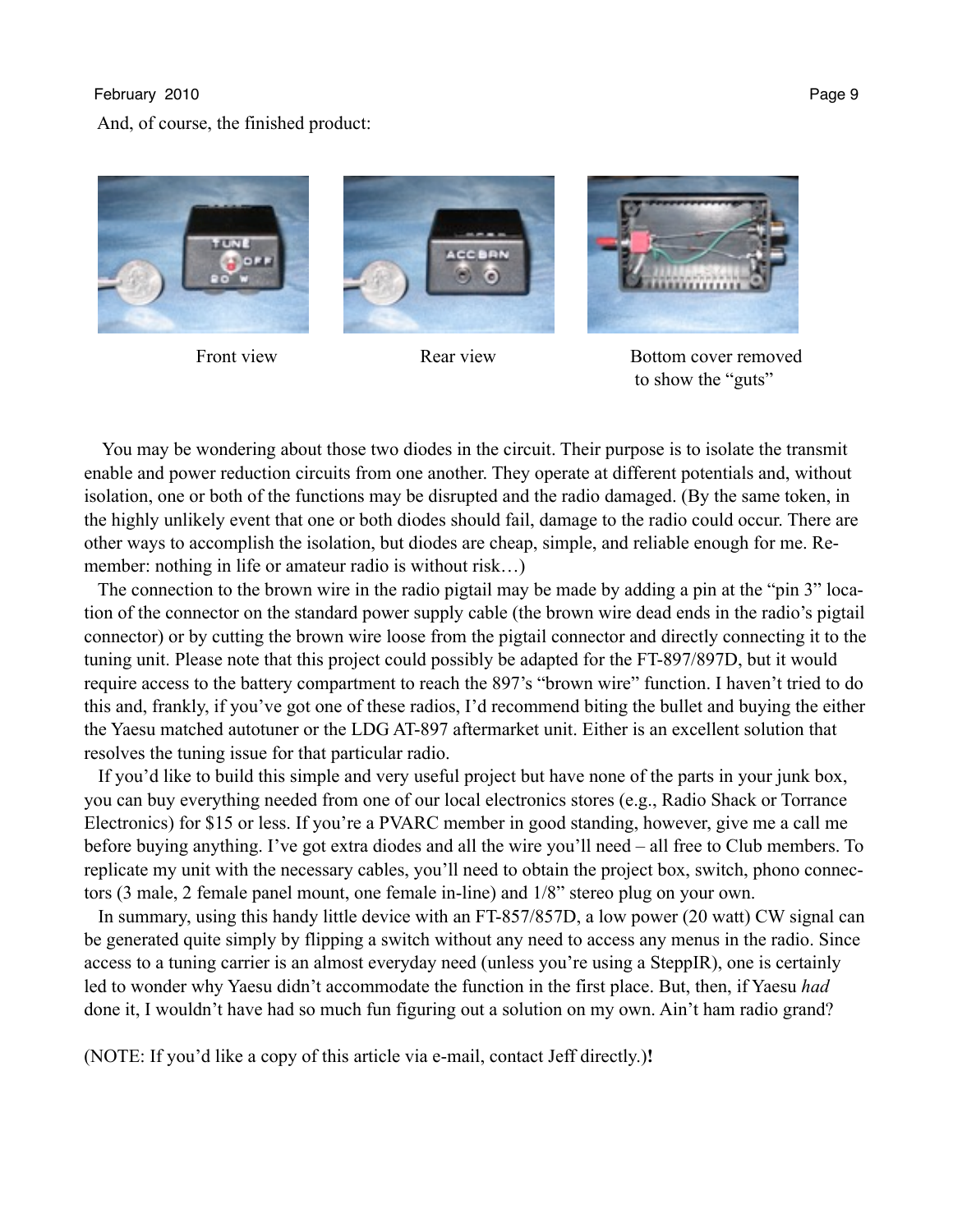And, of course, the finished product:

Front view

Rear view

Bottom cover removed to show the "guts"

You may be wondering about those two diodes in the circuit. Their purpose is to isolate the transmit enable and power reduction circuits from one another. They operate at different potentials and, without isolation, one or both of the functions may be disrupted and the radio damaged. (By the same token, in the highly unlikely event that one or both diodes should fail, damage to the radio could occur. There are other ways to accomplish the isolation, but diodes are cheap, simple, and reliable enough for me. Remember: nothing in life or amateur radio is without risk…)

The connection to the brown wire in the radio pigtail may be made by adding a pin at the "pin 3" location of the connector on the standard power supply cable (the brown wire dead ends in the radio's pigtail connector) or by cutting the brown wire loose from the pigtail connector and directly connecting it to the tuning unit. Please note that this project could possibly be adapted for the FT-897/897D, but it would require access to the battery compartment to reach the 897's "brown wire" function. I haven't tried to do this and, frankly, if you've got one of these radios, I'd recommend biting the bullet and buying the either the Yaesu matched autotuner or the LDG AT-897 aftermarket unit. Either is an excellent solution that resolves the tuning issue for that particular radio.

If you'd like to build this simple and very useful project but have none of the parts in your junk box, you can buy everything needed from one of our local electronics stores (e.g., Radio Shack or Torrance Electronics) for $15 or less. If you're a PVARC member in good standing, however, give me a call me before buying anything. I've got extra diodes and all the wire you'll need – all free to Club members. To replicate my unit with the necessary cables, you'll need to obtain the project box, switch, phono connectors (3 male, 2 female panel mount, one female in-line) and 1/8" stereo plug on your own.

In summary, using this handy little device with an FT-857/857D, a low power (20 watt) CW signal can be generated quite simply by flipping a switch without any need to access any menus in the radio. Since access to a tuning carrier is an almost everyday need (unless you're using a SteppIR), one is certainly led to wonder why Yaesu didn't accommodate the function in the first place. But, then, if Yaesu *had* done it, I wouldn't have had so much fun figuring out a solution on my own. Ain't ham radio grand?

(NOTE: If you'd like a copy of this article via e-mail, contact Jeff directly.)**!**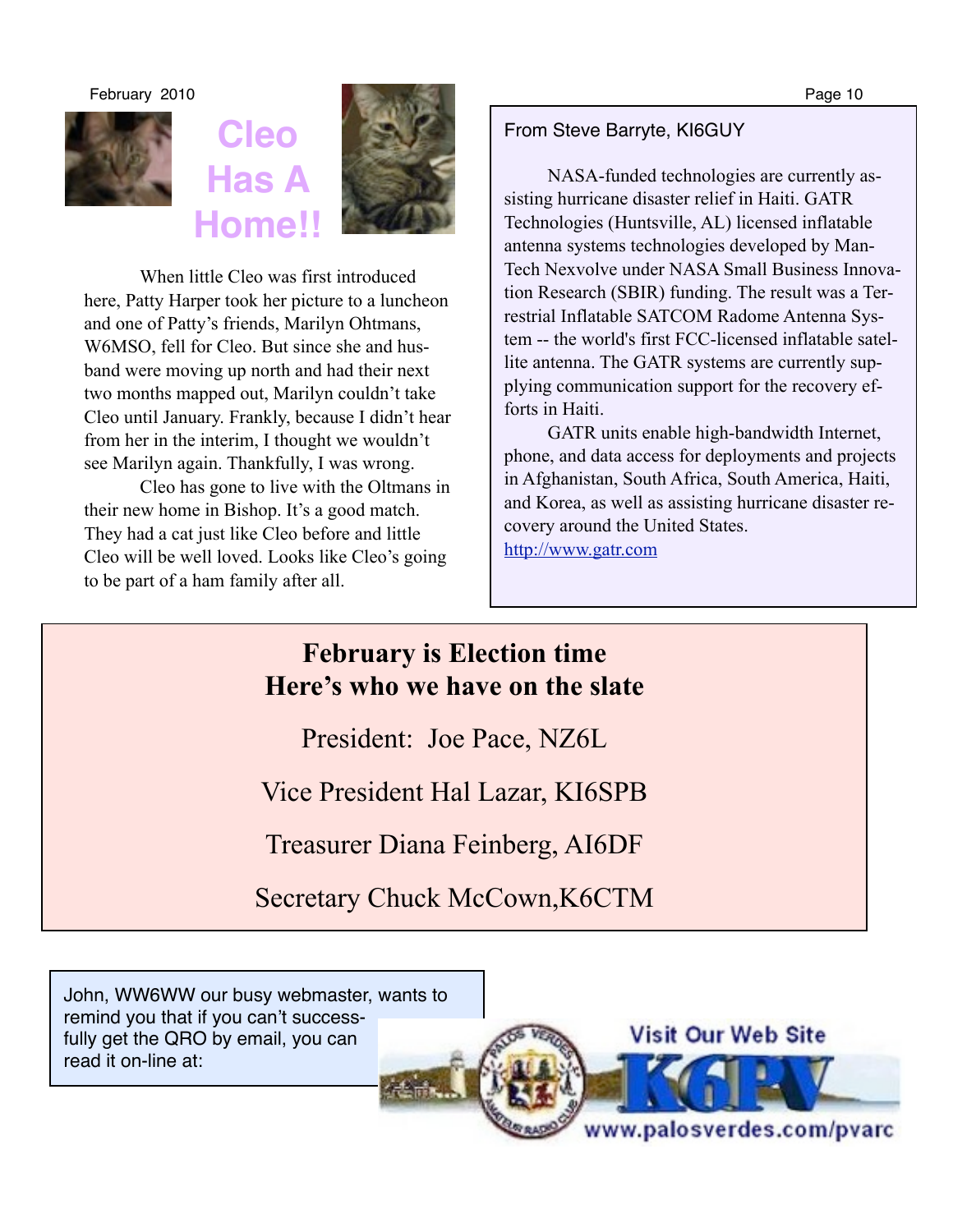# Cleo Has A Home!!

When little Cleo was first introduced here, Patty Harper took her picture to a luncheon and one of Patty's friends, Marilyn Ohtmans, W6MSO, fell for Cleo. But since she and husband were moving up north and had their next two months mapped out, Marilyn couldn't take Cleo until January. Frankly, because I didn't hear from her in the interim, I thought we wouldn't see Marilyn again. Thankfully, I was wrong.

Cleo has gone to live with the Oltmans in their new home in Bishop. It's a good match. They had a cat just like Cleo before and little Cleo will be well loved. Looks like Cleo's going to be part of a ham family after all.

From Steve Barryte, KI6GUY

NASA-funded technologies are currently assisting hurricane disaster relief in Haiti. GATR Technologies (Huntsville, AL) licensed inflatable antenna systems technologies developed by ManTech Nexvolve under NASA Small Business Innovation Research (SBIR) funding. The result was a Terrestrial Inflatable SATCOM Radome Antenna System -- the world's first FCC-licensed inflatable satellite antenna. The GATR systems are currently supplying communication support for the recovery efforts in Haiti.

GATR units enable high-bandwidth Internet, phone, and data access for deployments and projects in Afghanistan, South Africa, South America, Haiti, and Korea, as well as assisting hurricane disaster recovery around the United States.

http://www.gatr.com

## February is Election time
## Here's who we have on the slate

President: Joe Pace, NZ6L

Vice President Hal Lazar, KI6SPB

Treasurer Diana Feinberg, AI6DF

Secretary Chuck McCown,K6CTM

John, WW6WW our busy webmaster, wants to remind you that if you can't successfully get the QRO by email, you can read it on-line at:

Visit Our Web Site K6PV www.palosverdes.com/pvarc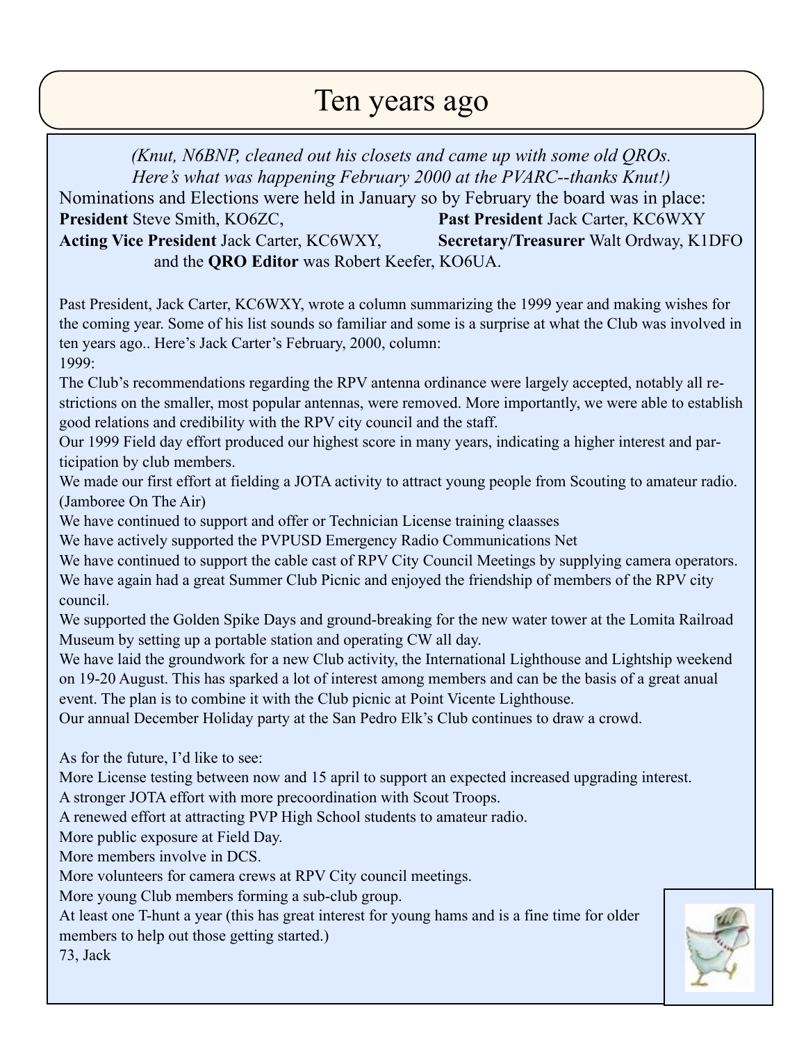# Ten years ago

*(Knut, N6BNP, cleaned out his closets and came up with some old QROs. Here's what was happening February 2000 at the PVARC--thanks Knut!)*

Nominations and Elections were held in January so by February the board was in place:

**President** Steve Smith, KO6ZC,
**Past President** Jack Carter, KC6WXY
**Acting Vice President** Jack Carter, KC6WXY,
**Secretary/Treasurer** Walt Ordway, K1DFO
and the **QRO Editor** was Robert Keefer, KO6UA.

Past President, Jack Carter, KC6WXY, wrote a column summarizing the 1999 year and making wishes for the coming year. Some of his list sounds so familiar and some is a surprise at what the Club was involved in ten years ago.. Here's Jack Carter's February, 2000, column:

1999:

The Club's recommendations regarding the RPV antenna ordinance were largely accepted, notably all restrictions on the smaller, most popular antennas, were removed. More importantly, we were able to establish good relations and credibility with the RPV city council and the staff.

Our 1999 Field day effort produced our highest score in many years, indicating a higher interest and participation by club members.

We made our first effort at fielding a JOTA activity to attract young people from Scouting to amateur radio. (Jamboree On The Air)

We have continued to support and offer or Technician License training claasses

We have actively supported the PVPUSD Emergency Radio Communications Net

We have continued to support the cable cast of RPV City Council Meetings by supplying camera operators.

We have again had a great Summer Club Picnic and enjoyed the friendship of members of the RPV city council.

We supported the Golden Spike Days and ground-breaking for the new water tower at the Lomita Railroad Museum by setting up a portable station and operating CW all day.

We have laid the groundwork for a new Club activity, the International Lighthouse and Lightship weekend on 19-20 August. This has sparked a lot of interest among members and can be the basis of a great anual event. The plan is to combine it with the Club picnic at Point Vicente Lighthouse.

Our annual December Holiday party at the San Pedro Elk's Club continues to draw a crowd.

As for the future, I'd like to see:

More License testing between now and 15 april to support an expected increased upgrading interest.

A stronger JOTA effort with more precoordination with Scout Troops.

A renewed effort at attracting PVP High School students to amateur radio.

More public exposure at Field Day.

More members involve in DCS.

More volunteers for camera crews at RPV City council meetings.

More young Club members forming a sub-club group.

At least one T-hunt a year (this has great interest for young hams and is a fine time for older members to help out those getting started.)

73, Jack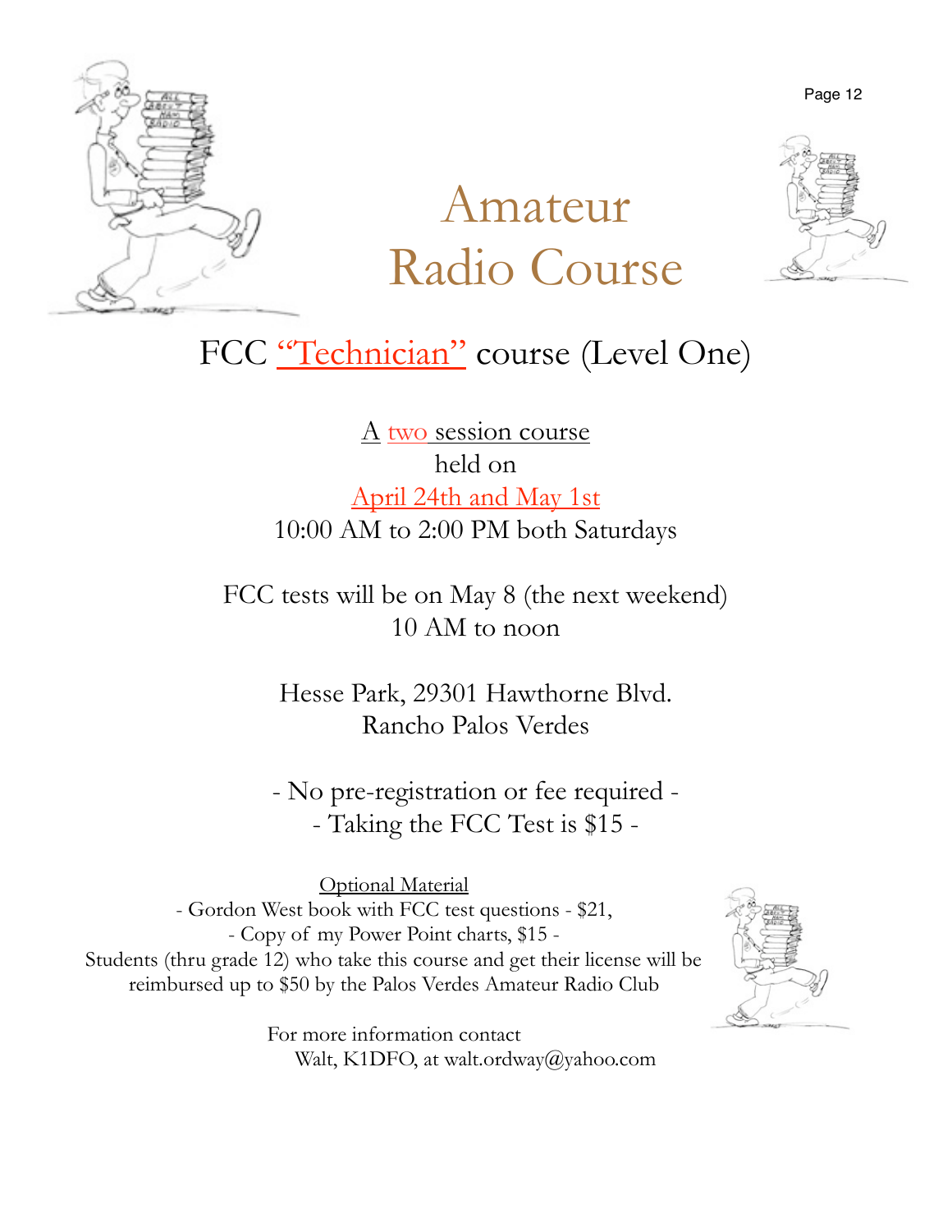# Amateur Radio Course

## FCC "Technician" course (Level One)

A two session course
held on
April 24th and May 1st
10:00 AM to 2:00 PM both Saturdays

FCC tests will be on May 8 (the next weekend)
10 AM to noon

Hesse Park, 29301 Hawthorne Blvd.
Rancho Palos Verdes

- No pre-registration or fee required -
- Taking the FCC Test is $15 -

Optional Material
- Gordon West book with FCC test questions - $21,
- Copy of my Power Point charts, $15 -
Students (thru grade 12) who take this course and get their license will be reimbursed up to $50 by the Palos Verdes Amateur Radio Club

For more information contact
Walt, K1DFO, at walt.ordway@yahoo.com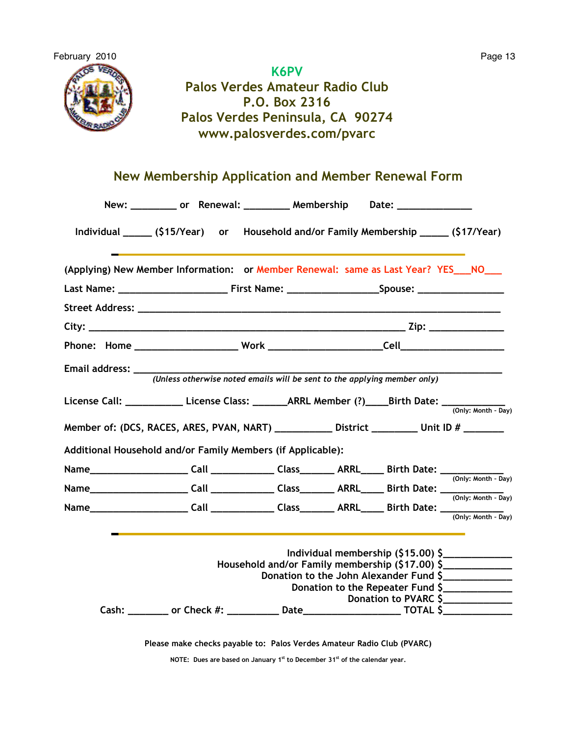# K6PV

## Palos Verdes Amateur Radio Club
## P.O. Box 2316
## Palos Verdes Peninsula, CA 90274
## www.palosverdes.com/pvarc

## New Membership Application and Member Renewal Form

New: ________ or Renewal: ________ Membership Date: ______________

Individual _____ ($15/Year) or Household and/or Family Membership _____ ($17/Year)

---

(Applying) New Member Information: or Member Renewal: same as Last Year? YES___NO___

Last Name: ____________________ First Name: ________________Spouse: ________________

Street Address: ____________________________________________________________________

City: __________________________________________________________ Zip: ______________

Phone: Home __________________ Work ____________________Cell___________________

Email address: ______________________________________________________________________

*(Unless otherwise noted emails will be sent to the applying member only)*

License Call: __________ License Class: ______ARRL Member (?)____Birth Date: ___________ (Only: Month - Day)

Member of: (DCS, RACES, ARES, PVAN, NART) __________ District ________ Unit ID # _______

Additional Household and/or Family Members (if Applicable):

Name__________________ Call ____________ Class______ ARRL____ Birth Date: ___________ (Only: Month - Day)

Name__________________ Call ____________ Class______ ARRL____ Birth Date: ___________ (Only: Month - Day)

Name__________________ Call ____________ Class______ ARRL____ Birth Date: ___________ (Only: Month - Day)

---

Individual membership ($15.00) $____________

Household and/or Family membership ($17.00) $____________

Donation to the John Alexander Fund $____________

Donation to the Repeater Fund $____________

Donation to PVARC $____________

Cash: _______ or Check #: _________ Date_________________ TOTAL $____________

Please make checks payable to: Palos Verdes Amateur Radio Club (PVARC)

NOTE: Dues are based on January 1st to December 31st of the calendar year.